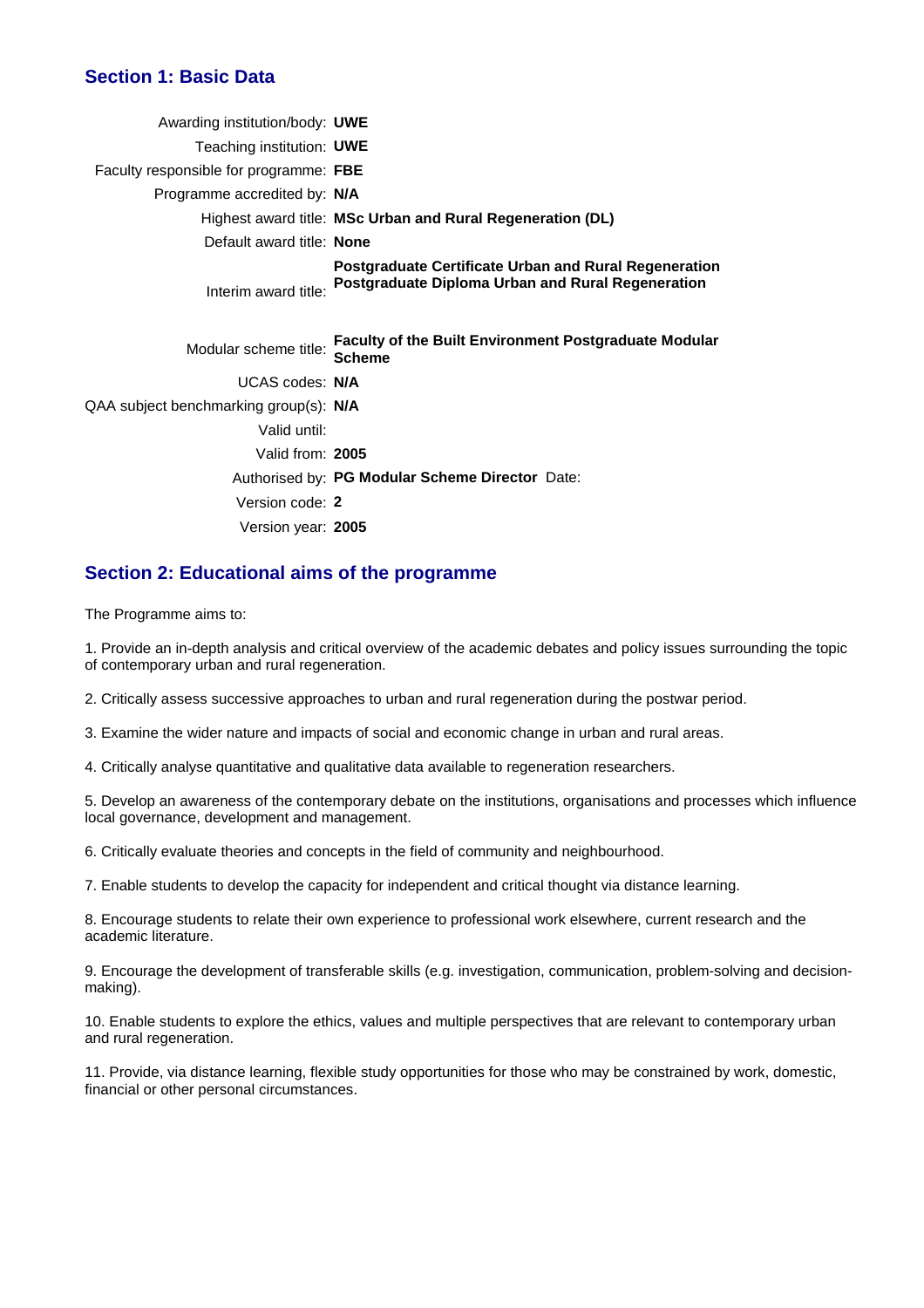## Section 1: Basic Data

| | |
|---|---|
| Awarding institution/body: | **UWE** |
| Teaching institution: | **UWE** |
| Faculty responsible for programme: | **FBE** |
| Programme accredited by: | **N/A** |
| Highest award title: | **MSc Urban and Rural Regeneration (DL)** |
| Default award title: | **None** |
| Interim award title: | **Postgraduate Certificate Urban and Rural Regeneration**<br>**Postgraduate Diploma Urban and Rural Regeneration** |
| Modular scheme title: | **Faculty of the Built Environment Postgraduate Modular Scheme** |
| UCAS codes: | **N/A** |
| QAA subject benchmarking group(s): | **N/A** |
| Valid until: | |
| Valid from: | **2005** |
| Authorised by: | **PG Modular Scheme Director** Date: |
| Version code: | **2** |
| Version year: | **2005** |

## Section 2: Educational aims of the programme

The Programme aims to:

1. Provide an in-depth analysis and critical overview of the academic debates and policy issues surrounding the topic of contemporary urban and rural regeneration.

2. Critically assess successive approaches to urban and rural regeneration during the postwar period.

3. Examine the wider nature and impacts of social and economic change in urban and rural areas.

4. Critically analyse quantitative and qualitative data available to regeneration researchers.

5. Develop an awareness of the contemporary debate on the institutions, organisations and processes which influence local governance, development and management.

6. Critically evaluate theories and concepts in the field of community and neighbourhood.

7. Enable students to develop the capacity for independent and critical thought via distance learning.

8. Encourage students to relate their own experience to professional work elsewhere, current research and the academic literature.

9. Encourage the development of transferable skills (e.g. investigation, communication, problem-solving and decision-making).

10. Enable students to explore the ethics, values and multiple perspectives that are relevant to contemporary urban and rural regeneration.

11. Provide, via distance learning, flexible study opportunities for those who may be constrained by work, domestic, financial or other personal circumstances.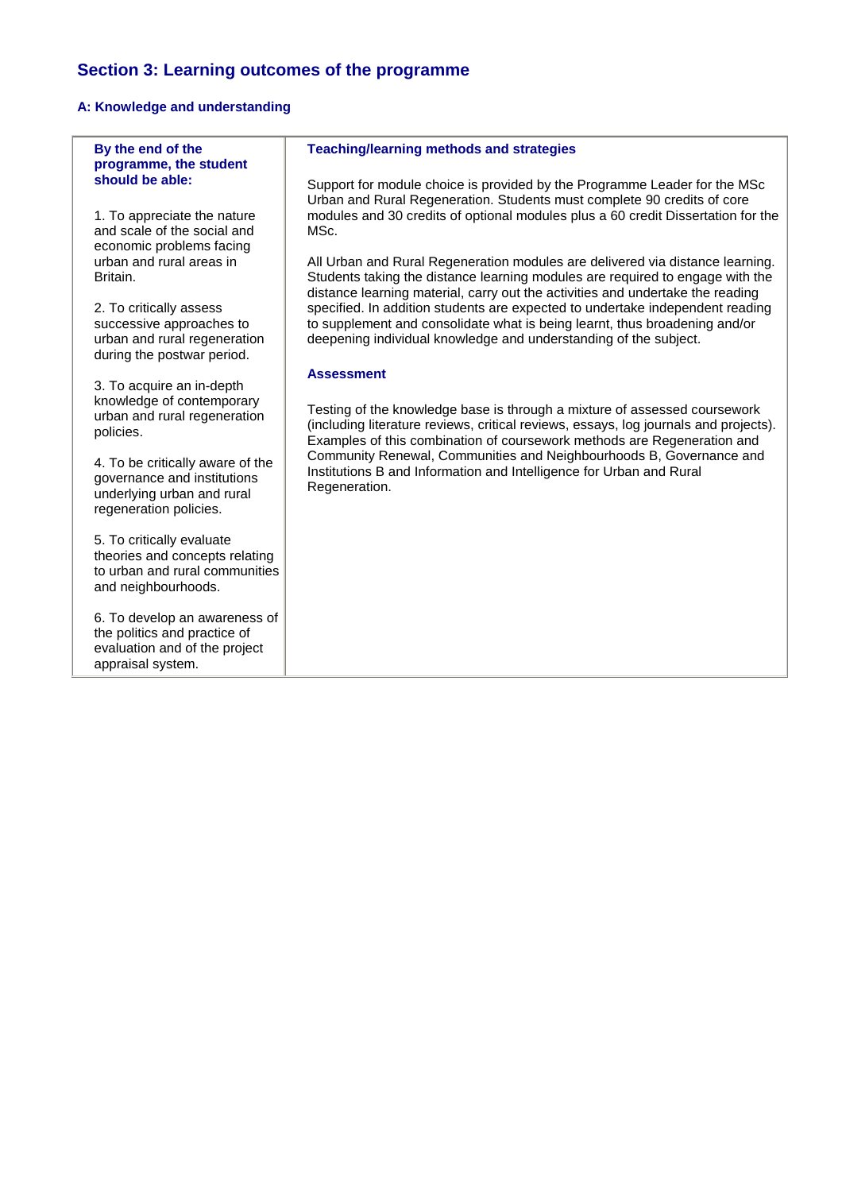## Section 3: Learning outcomes of the programme

### A: Knowledge and understanding

| By the end of the programme, the student should be able: | Teaching/learning methods and strategies |
|---|---|
| 1. To appreciate the nature and scale of the social and economic problems facing urban and rural areas in Britain.<br><br>2. To critically assess successive approaches to urban and rural regeneration during the postwar period.<br><br>3. To acquire an in-depth knowledge of contemporary urban and rural regeneration policies.<br><br>4. To be critically aware of the governance and institutions underlying urban and rural regeneration policies.<br><br>5. To critically evaluate theories and concepts relating to urban and rural communities and neighbourhoods.<br><br>6. To develop an awareness of the politics and practice of evaluation and of the project appraisal system. | Support for module choice is provided by the Programme Leader for the MSc Urban and Rural Regeneration. Students must complete 90 credits of core modules and 30 credits of optional modules plus a 60 credit Dissertation for the MSc.<br><br>All Urban and Rural Regeneration modules are delivered via distance learning. Students taking the distance learning modules are required to engage with the distance learning material, carry out the activities and undertake the reading specified. In addition students are expected to undertake independent reading to supplement and consolidate what is being learnt, thus broadening and/or deepening individual knowledge and understanding of the subject.<br><br>**Assessment**<br><br>Testing of the knowledge base is through a mixture of assessed coursework (including literature reviews, critical reviews, essays, log journals and projects). Examples of this combination of coursework methods are Regeneration and Community Renewal, Communities and Neighbourhoods B, Governance and Institutions B and Information and Intelligence for Urban and Rural Regeneration. |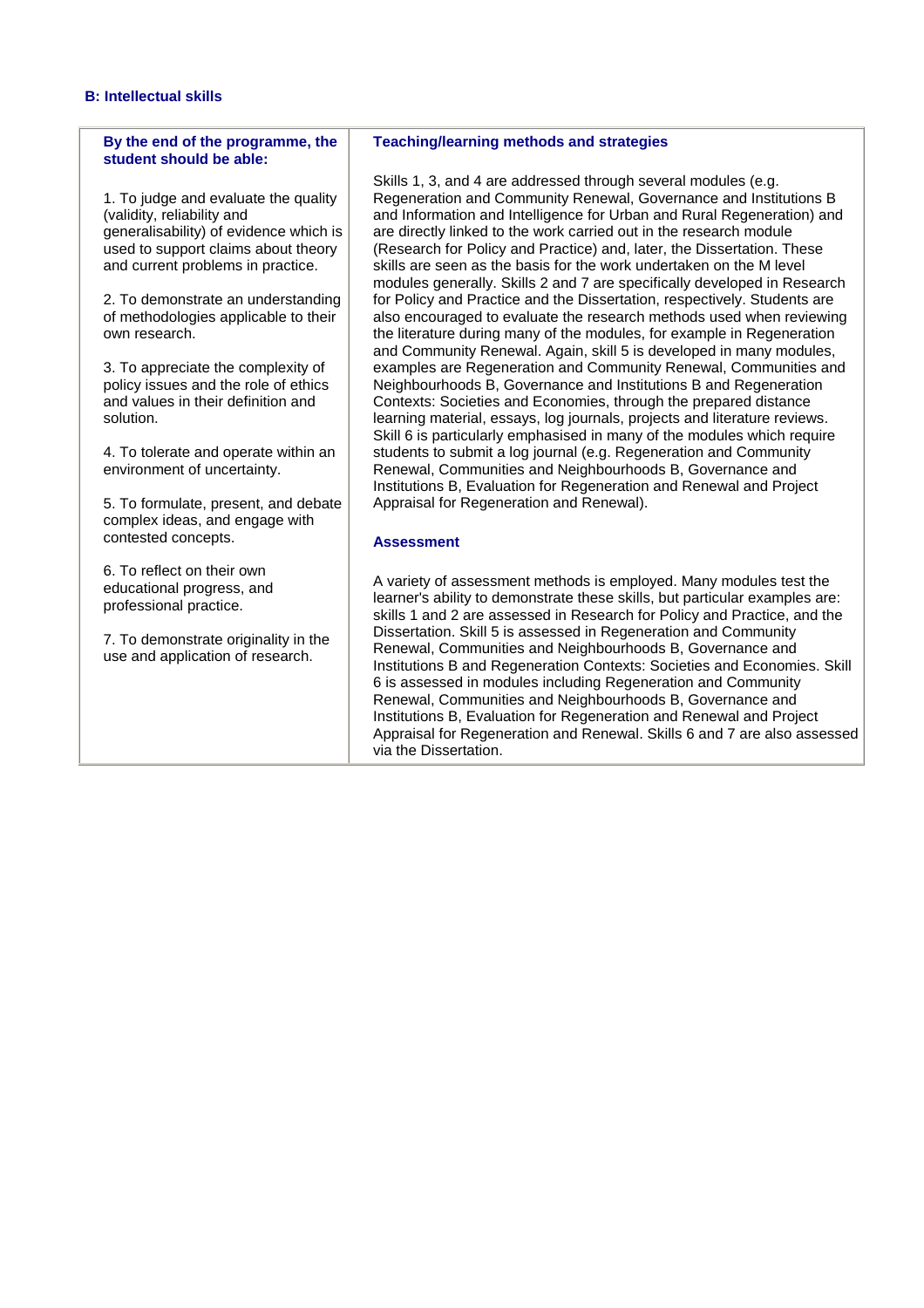### B: Intellectual skills

| By the end of the programme, the student should be able: | Teaching/learning methods and strategies |
|---|---|
| 1. To judge and evaluate the quality (validity, reliability and generalisability) of evidence which is used to support claims about theory and current problems in practice.<br><br>2. To demonstrate an understanding of methodologies applicable to their own research.<br><br>3. To appreciate the complexity of policy issues and the role of ethics and values in their definition and solution.<br><br>4. To tolerate and operate within an environment of uncertainty.<br><br>5. To formulate, present, and debate complex ideas, and engage with contested concepts.<br><br>6. To reflect on their own educational progress, and professional practice.<br><br>7. To demonstrate originality in the use and application of research. | Skills 1, 3, and 4 are addressed through several modules (e.g. Regeneration and Community Renewal, Governance and Institutions B and Information and Intelligence for Urban and Rural Regeneration) and are directly linked to the work carried out in the research module (Research for Policy and Practice) and, later, the Dissertation. These skills are seen as the basis for the work undertaken on the M level modules generally. Skills 2 and 7 are specifically developed in Research for Policy and Practice and the Dissertation, respectively. Students are also encouraged to evaluate the research methods used when reviewing the literature during many of the modules, for example in Regeneration and Community Renewal. Again, skill 5 is developed in many modules, examples are Regeneration and Community Renewal, Communities and Neighbourhoods B, Governance and Institutions B and Regeneration Contexts: Societies and Economies, through the prepared distance learning material, essays, log journals, projects and literature reviews. Skill 6 is particularly emphasised in many of the modules which require students to submit a log journal (e.g. Regeneration and Community Renewal, Communities and Neighbourhoods B, Governance and Institutions B, Evaluation for Regeneration and Renewal and Project Appraisal for Regeneration and Renewal).<br><br>**Assessment**<br><br>A variety of assessment methods is employed. Many modules test the learner's ability to demonstrate these skills, but particular examples are: skills 1 and 2 are assessed in Research for Policy and Practice, and the Dissertation. Skill 5 is assessed in Regeneration and Community Renewal, Communities and Neighbourhoods B, Governance and Institutions B and Regeneration Contexts: Societies and Economies. Skill 6 is assessed in modules including Regeneration and Community Renewal, Communities and Neighbourhoods B, Governance and Institutions B, Evaluation for Regeneration and Renewal and Project Appraisal for Regeneration and Renewal. Skills 6 and 7 are also assessed via the Dissertation. |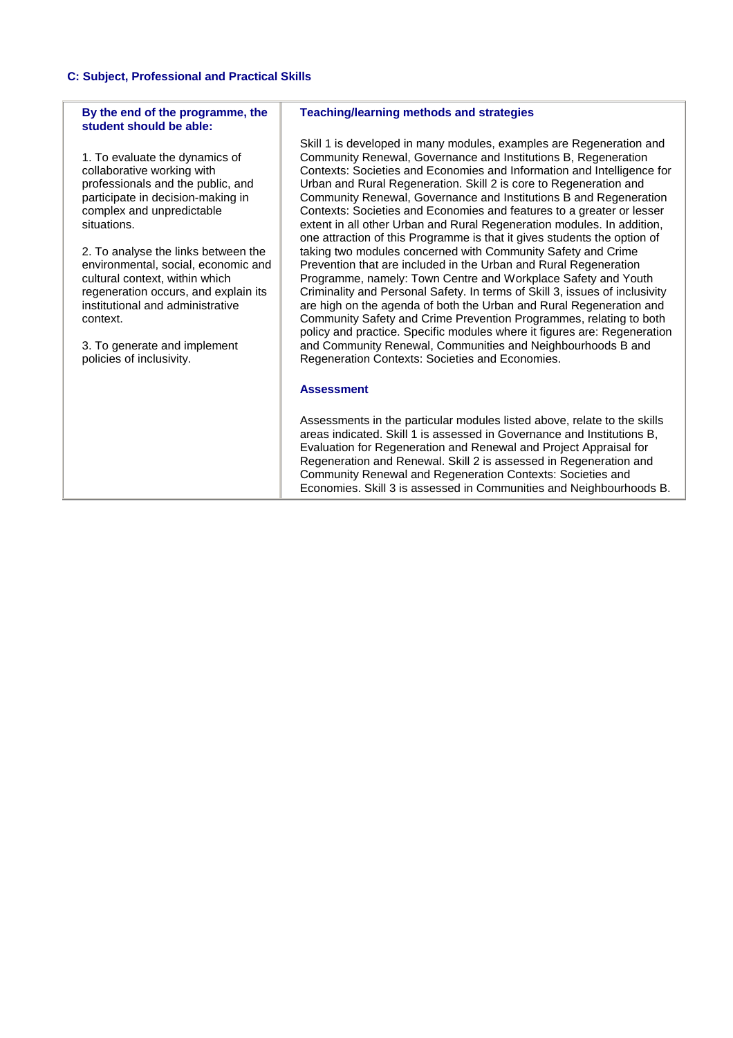### C: Subject, Professional and Practical Skills

| By the end of the programme, the student should be able: | Teaching/learning methods and strategies |
| --- | --- |
| 1. To evaluate the dynamics of collaborative working with professionals and the public, and participate in decision-making in complex and unpredictable situations.<br><br>2. To analyse the links between the environmental, social, economic and cultural context, within which regeneration occurs, and explain its institutional and administrative context.<br><br>3. To generate and implement policies of inclusivity. | Skill 1 is developed in many modules, examples are Regeneration and Community Renewal, Governance and Institutions B, Regeneration Contexts: Societies and Economies and Information and Intelligence for Urban and Rural Regeneration. Skill 2 is core to Regeneration and Community Renewal, Governance and Institutions B and Regeneration Contexts: Societies and Economies and features to a greater or lesser extent in all other Urban and Rural Regeneration modules. In addition, one attraction of this Programme is that it gives students the option of taking two modules concerned with Community Safety and Crime Prevention that are included in the Urban and Rural Regeneration Programme, namely: Town Centre and Workplace Safety and Youth Criminality and Personal Safety. In terms of Skill 3, issues of inclusivity are high on the agenda of both the Urban and Rural Regeneration and Community Safety and Crime Prevention Programmes, relating to both policy and practice. Specific modules where it figures are: Regeneration and Community Renewal, Communities and Neighbourhoods B and Regeneration Contexts: Societies and Economies.<br><br>**Assessment**<br><br>Assessments in the particular modules listed above, relate to the skills areas indicated. Skill 1 is assessed in Governance and Institutions B, Evaluation for Regeneration and Renewal and Project Appraisal for Regeneration and Renewal. Skill 2 is assessed in Regeneration and Community Renewal and Regeneration Contexts: Societies and Economies. Skill 3 is assessed in Communities and Neighbourhoods B. |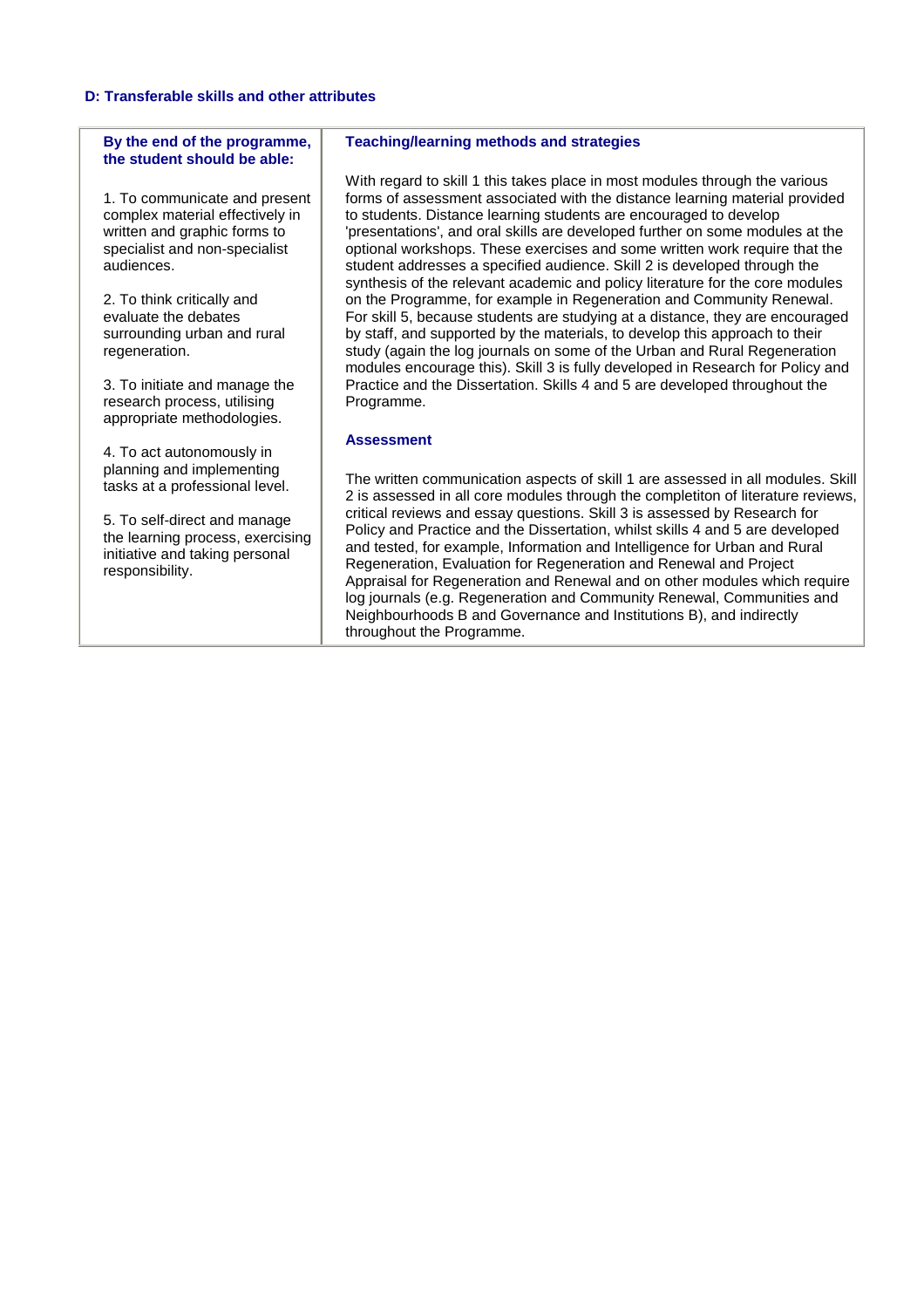### D: Transferable skills and other attributes

| By the end of the programme, the student should be able: | Teaching/learning methods and strategies |
| --- | --- |
| 1. To communicate and present complex material effectively in written and graphic forms to specialist and non-specialist audiences.<br><br>2. To think critically and evaluate the debates surrounding urban and rural regeneration.<br><br>3. To initiate and manage the research process, utilising appropriate methodologies.<br><br>4. To act autonomously in planning and implementing tasks at a professional level.<br><br>5. To self-direct and manage the learning process, exercising initiative and taking personal responsibility. | With regard to skill 1 this takes place in most modules through the various forms of assessment associated with the distance learning material provided to students. Distance learning students are encouraged to develop 'presentations', and oral skills are developed further on some modules at the optional workshops. These exercises and some written work require that the student addresses a specified audience. Skill 2 is developed through the synthesis of the relevant academic and policy literature for the core modules on the Programme, for example in Regeneration and Community Renewal. For skill 5, because students are studying at a distance, they are encouraged by staff, and supported by the materials, to develop this approach to their study (again the log journals on some of the Urban and Rural Regeneration modules encourage this). Skill 3 is fully developed in Research for Policy and Practice and the Dissertation. Skills 4 and 5 are developed throughout the Programme.<br><br>**Assessment**<br><br>The written communication aspects of skill 1 are assessed in all modules. Skill 2 is assessed in all core modules through the completiton of literature reviews, critical reviews and essay questions. Skill 3 is assessed by Research for Policy and Practice and the Dissertation, whilst skills 4 and 5 are developed and tested, for example, Information and Intelligence for Urban and Rural Regeneration, Evaluation for Regeneration and Renewal and Project Appraisal for Regeneration and Renewal and on other modules which require log journals (e.g. Regeneration and Community Renewal, Communities and Neighbourhoods B and Governance and Institutions B), and indirectly throughout the Programme. |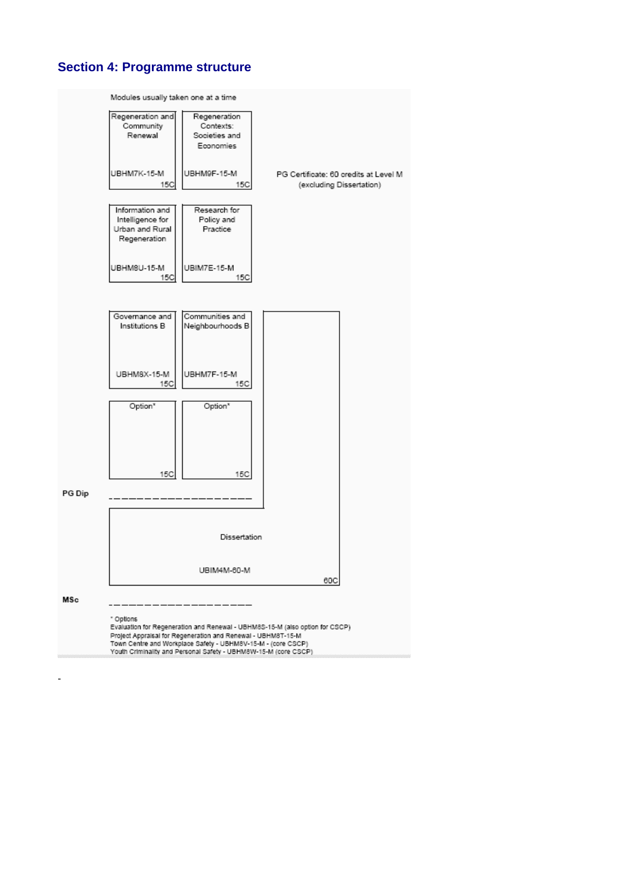## Section 4: Programme structure

Modules usually taken one at a time

| Module | Code | Credits |
|---|---|---|
| Regeneration and Community Renewal | UBHM7K-15-M | 15C |
| Regeneration Contexts: Societies and Economies | UBHM9F-15-M | 15C |
| Information and Intelligence for Urban and Rural Regeneration | UBHM8U-15-M | 15C |
| Research for Policy and Practice | UBIM7E-15-M | 15C |

PG Certificate: 60 credits at Level M (excluding Dissertation)

| Module | Code | Credits |
|---|---|---|
| Governance and Institutions B | UBHM8X-15-M | 15C |
| Communities and Neighbourhoods B | UBHM7F-15-M | 15C |
| Option* | | 15C |
| Option* | | 15C |

**PG Dip**

| Module | Code | Credits |
|---|---|---|
| Dissertation | UBIM4M-60-M | 60C |

**MSc**

\* Options
Evaluation for Regeneration and Renewal - UBHM8S-15-M (also option for CSCP)
Project Appraisal for Regeneration and Renewal - UBHM8T-15-M
Town Centre and Workplace Safety - UBHM8V-15-M - (core CSCP)
Youth Criminality and Personal Safety - UBHM8W-15-M (core CSCP)

-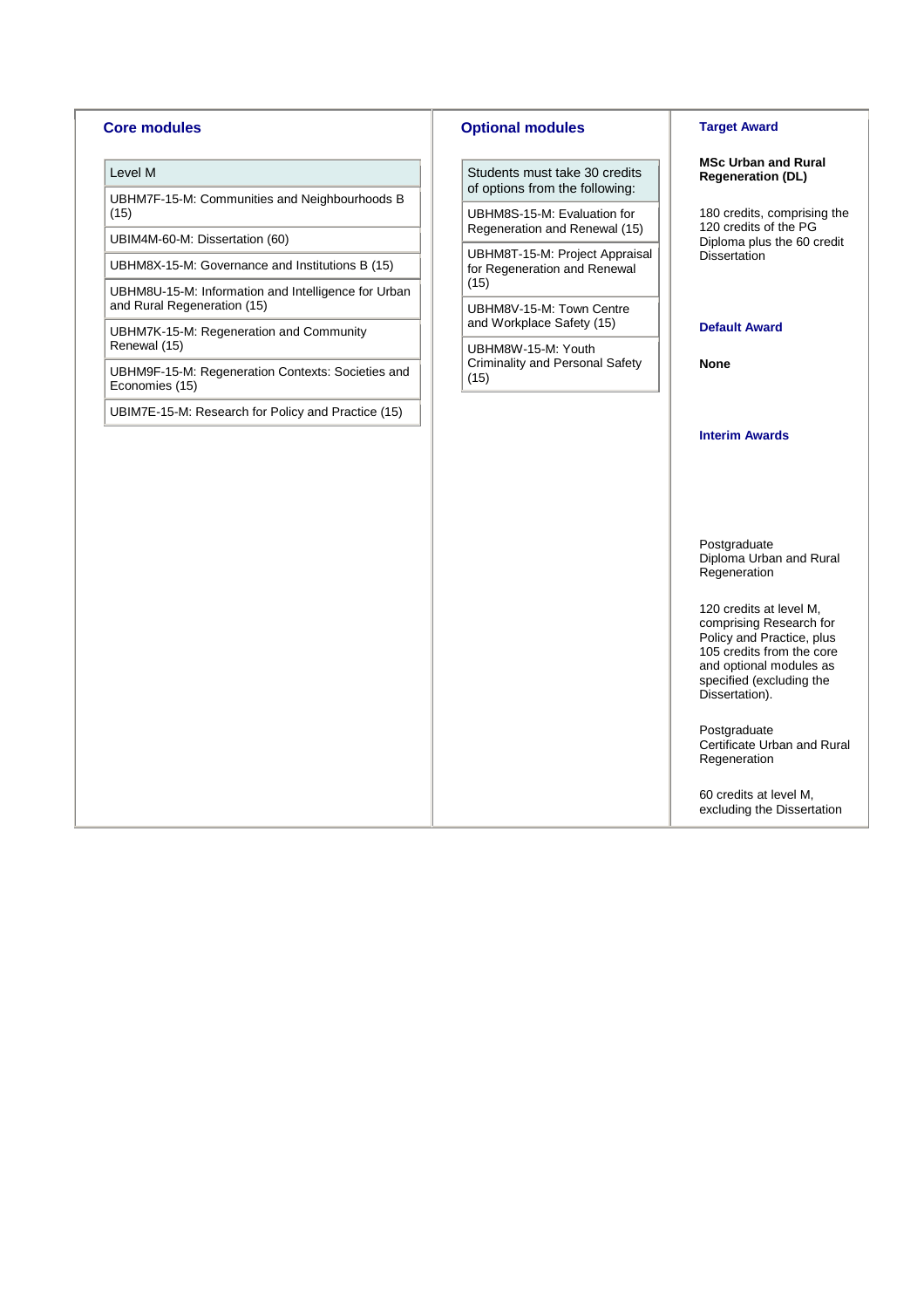## Core modules

| Level M |
|---|
| UBHM7F-15-M: Communities and Neighbourhoods B (15) |
| UBIM4M-60-M: Dissertation (60) |
| UBHM8X-15-M: Governance and Institutions B (15) |
| UBHM8U-15-M: Information and Intelligence for Urban and Rural Regeneration (15) |
| UBHM7K-15-M: Regeneration and Community Renewal (15) |
| UBHM9F-15-M: Regeneration Contexts: Societies and Economies (15) |
| UBIM7E-15-M: Research for Policy and Practice (15) |

## Optional modules

| Students must take 30 credits of options from the following: |
|---|
| UBHM8S-15-M: Evaluation for Regeneration and Renewal (15) |
| UBHM8T-15-M: Project Appraisal for Regeneration and Renewal (15) |
| UBHM8V-15-M: Town Centre and Workplace Safety (15) |
| UBHM8W-15-M: Youth Criminality and Personal Safety (15) |

### Target Award

**MSc Urban and Rural Regeneration (DL)**

180 credits, comprising the 120 credits of the PG Diploma plus the 60 credit Dissertation

### Default Award

**None**

### Interim Awards

Postgraduate Diploma Urban and Rural Regeneration

120 credits at level M, comprising Research for Policy and Practice, plus 105 credits from the core and optional modules as specified (excluding the Dissertation).

Postgraduate Certificate Urban and Rural Regeneration

60 credits at level M, excluding the Dissertation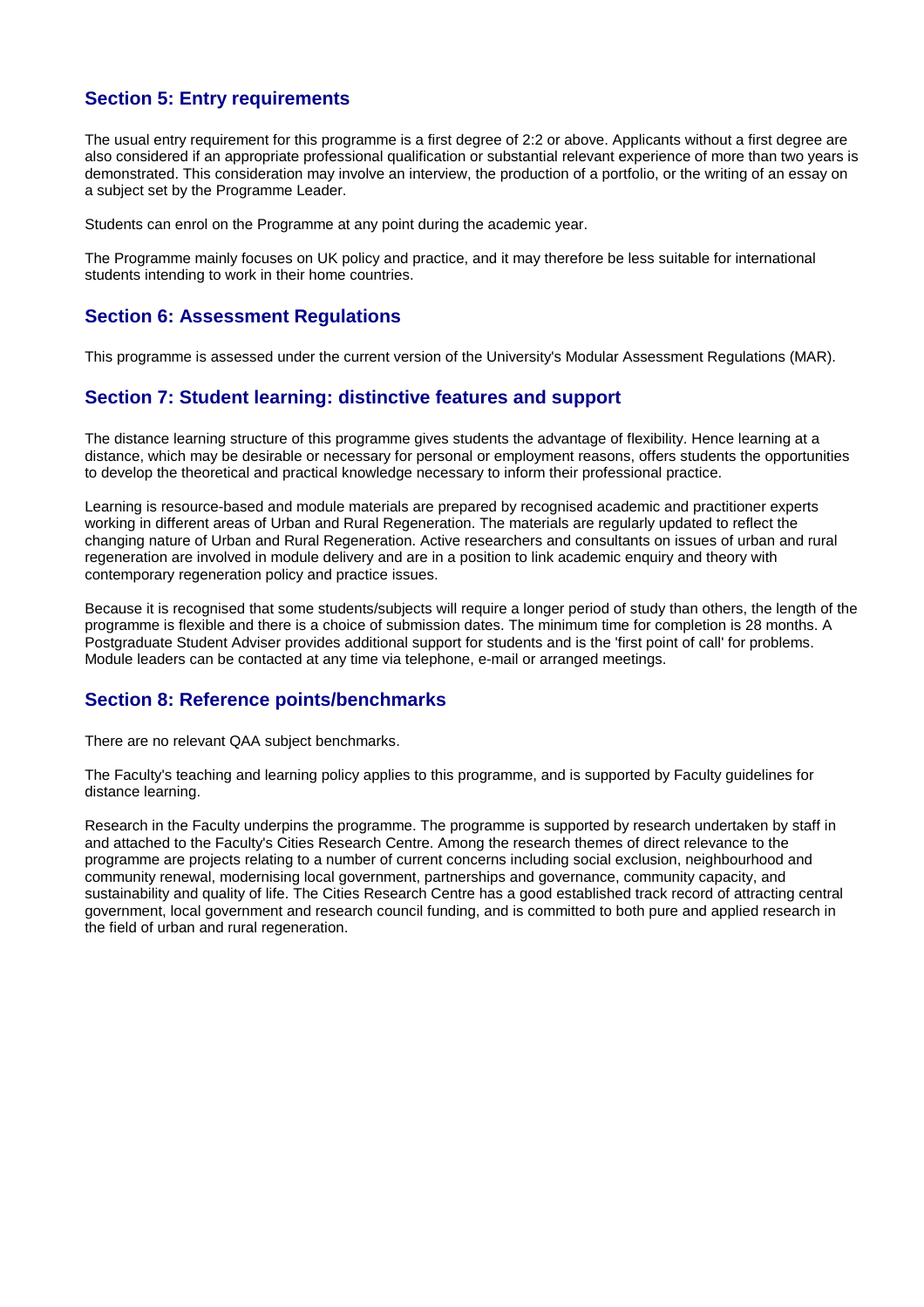## Section 5: Entry requirements

The usual entry requirement for this programme is a first degree of 2:2 or above. Applicants without a first degree are also considered if an appropriate professional qualification or substantial relevant experience of more than two years is demonstrated. This consideration may involve an interview, the production of a portfolio, or the writing of an essay on a subject set by the Programme Leader.

Students can enrol on the Programme at any point during the academic year.

The Programme mainly focuses on UK policy and practice, and it may therefore be less suitable for international students intending to work in their home countries.

## Section 6: Assessment Regulations

This programme is assessed under the current version of the University's Modular Assessment Regulations (MAR).

## Section 7: Student learning: distinctive features and support

The distance learning structure of this programme gives students the advantage of flexibility. Hence learning at a distance, which may be desirable or necessary for personal or employment reasons, offers students the opportunities to develop the theoretical and practical knowledge necessary to inform their professional practice.

Learning is resource-based and module materials are prepared by recognised academic and practitioner experts working in different areas of Urban and Rural Regeneration. The materials are regularly updated to reflect the changing nature of Urban and Rural Regeneration. Active researchers and consultants on issues of urban and rural regeneration are involved in module delivery and are in a position to link academic enquiry and theory with contemporary regeneration policy and practice issues.

Because it is recognised that some students/subjects will require a longer period of study than others, the length of the programme is flexible and there is a choice of submission dates. The minimum time for completion is 28 months. A Postgraduate Student Adviser provides additional support for students and is the 'first point of call' for problems. Module leaders can be contacted at any time via telephone, e-mail or arranged meetings.

## Section 8: Reference points/benchmarks

There are no relevant QAA subject benchmarks.

The Faculty's teaching and learning policy applies to this programme, and is supported by Faculty guidelines for distance learning.

Research in the Faculty underpins the programme. The programme is supported by research undertaken by staff in and attached to the Faculty's Cities Research Centre. Among the research themes of direct relevance to the programme are projects relating to a number of current concerns including social exclusion, neighbourhood and community renewal, modernising local government, partnerships and governance, community capacity, and sustainability and quality of life. The Cities Research Centre has a good established track record of attracting central government, local government and research council funding, and is committed to both pure and applied research in the field of urban and rural regeneration.